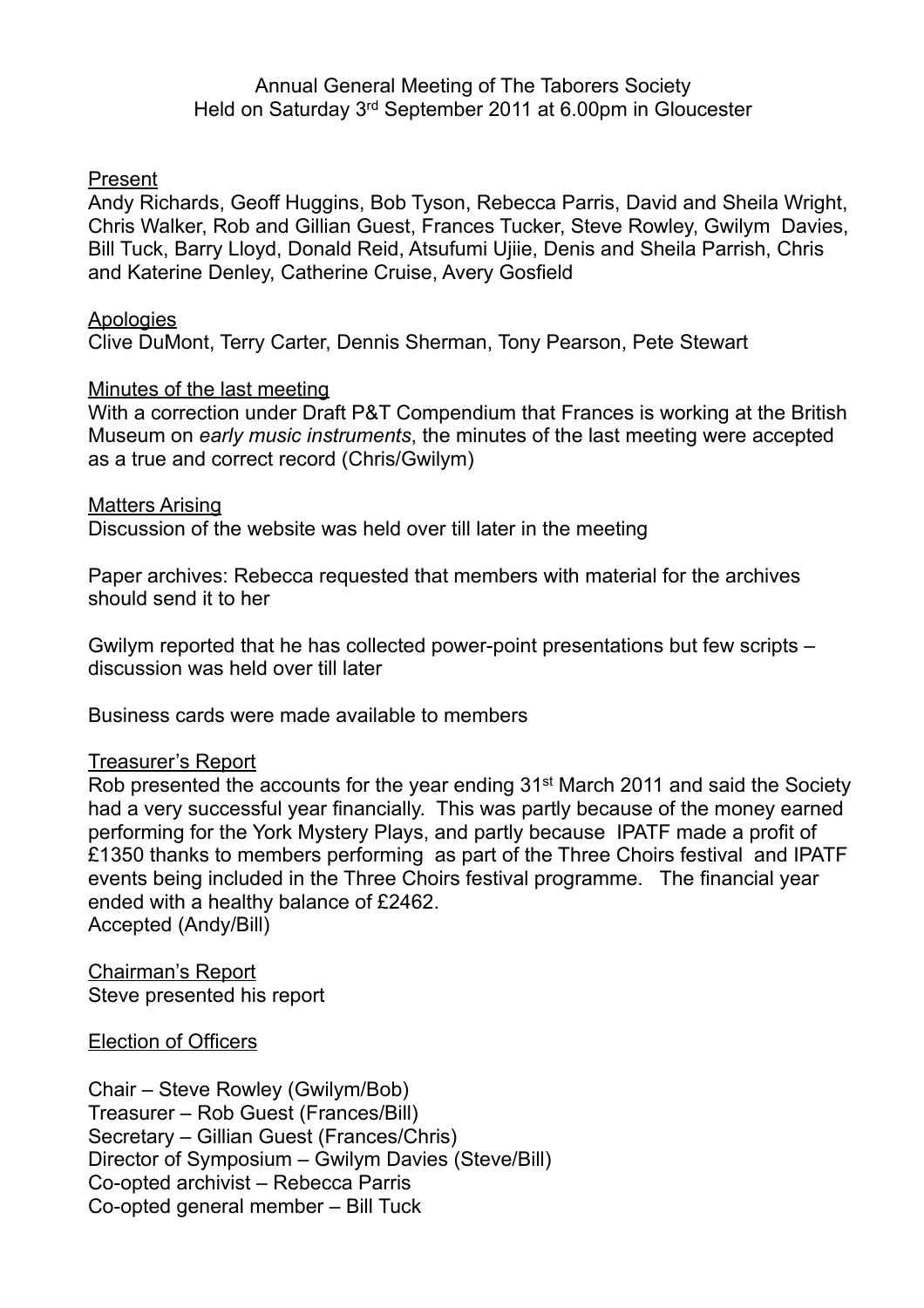Annual General Meeting of The Taborers Society
Held on Saturday 3rd September 2011 at 6.00pm in Gloucester

## Present

Andy Richards, Geoff Huggins, Bob Tyson, Rebecca Parris, David and Sheila Wright, Chris Walker, Rob and Gillian Guest, Frances Tucker, Steve Rowley, Gwilym Davies, Bill Tuck, Barry Lloyd, Donald Reid, Atsufumi Ujiie, Denis and Sheila Parrish, Chris and Katerine Denley, Catherine Cruise, Avery Gosfield

## Apologies

Clive DuMont, Terry Carter, Dennis Sherman, Tony Pearson, Pete Stewart

## Minutes of the last meeting

With a correction under Draft P&T Compendium that Frances is working at the British Museum on *early music instruments*, the minutes of the last meeting were accepted as a true and correct record (Chris/Gwilym)

## Matters Arising

Discussion of the website was held over till later in the meeting

Paper archives: Rebecca requested that members with material for the archives should send it to her

Gwilym reported that he has collected power-point presentations but few scripts – discussion was held over till later

Business cards were made available to members

## Treasurer's Report

Rob presented the accounts for the year ending 31st March 2011 and said the Society had a very successful year financially. This was partly because of the money earned performing for the York Mystery Plays, and partly because IPATF made a profit of £1350 thanks to members performing as part of the Three Choirs festival and IPATF events being included in the Three Choirs festival programme. The financial year ended with a healthy balance of £2462.
Accepted (Andy/Bill)

## Chairman's Report

Steve presented his report

## Election of Officers

Chair – Steve Rowley (Gwilym/Bob)
Treasurer – Rob Guest (Frances/Bill)
Secretary – Gillian Guest (Frances/Chris)
Director of Symposium – Gwilym Davies (Steve/Bill)
Co-opted archivist – Rebecca Parris
Co-opted general member – Bill Tuck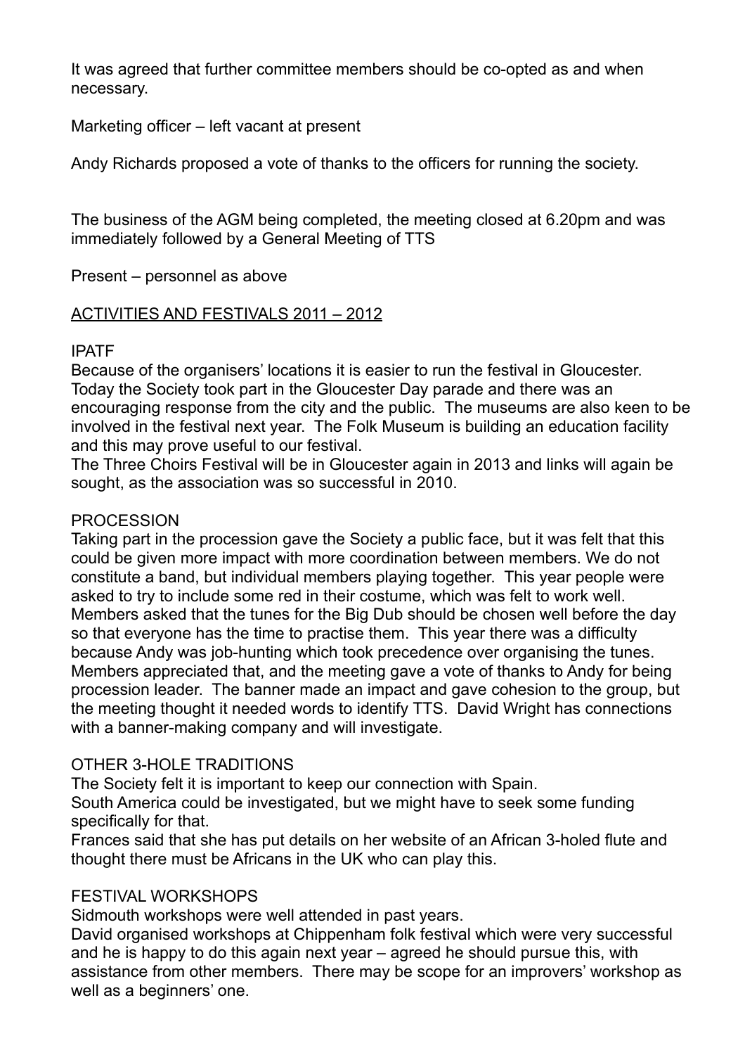It was agreed that further committee members should be co-opted as and when necessary.

Marketing officer – left vacant at present

Andy Richards proposed a vote of thanks to the officers for running the society.

The business of the AGM being completed, the meeting closed at 6.20pm and was immediately followed by a General Meeting of TTS

Present – personnel as above

<u>ACTIVITIES AND FESTIVALS 2011 – 2012</u>

IPATF

Because of the organisers' locations it is easier to run the festival in Gloucester. Today the Society took part in the Gloucester Day parade and there was an encouraging response from the city and the public. The museums are also keen to be involved in the festival next year. The Folk Museum is building an education facility and this may prove useful to our festival.

The Three Choirs Festival will be in Gloucester again in 2013 and links will again be sought, as the association was so successful in 2010.

PROCESSION

Taking part in the procession gave the Society a public face, but it was felt that this could be given more impact with more coordination between members. We do not constitute a band, but individual members playing together. This year people were asked to try to include some red in their costume, which was felt to work well. Members asked that the tunes for the Big Dub should be chosen well before the day so that everyone has the time to practise them. This year there was a difficulty because Andy was job-hunting which took precedence over organising the tunes. Members appreciated that, and the meeting gave a vote of thanks to Andy for being procession leader. The banner made an impact and gave cohesion to the group, but the meeting thought it needed words to identify TTS. David Wright has connections with a banner-making company and will investigate.

OTHER 3-HOLE TRADITIONS

The Society felt it is important to keep our connection with Spain.

South America could be investigated, but we might have to seek some funding specifically for that.

Frances said that she has put details on her website of an African 3-holed flute and thought there must be Africans in the UK who can play this.

FESTIVAL WORKSHOPS

Sidmouth workshops were well attended in past years.

David organised workshops at Chippenham folk festival which were very successful and he is happy to do this again next year – agreed he should pursue this, with assistance from other members. There may be scope for an improvers' workshop as well as a beginners' one.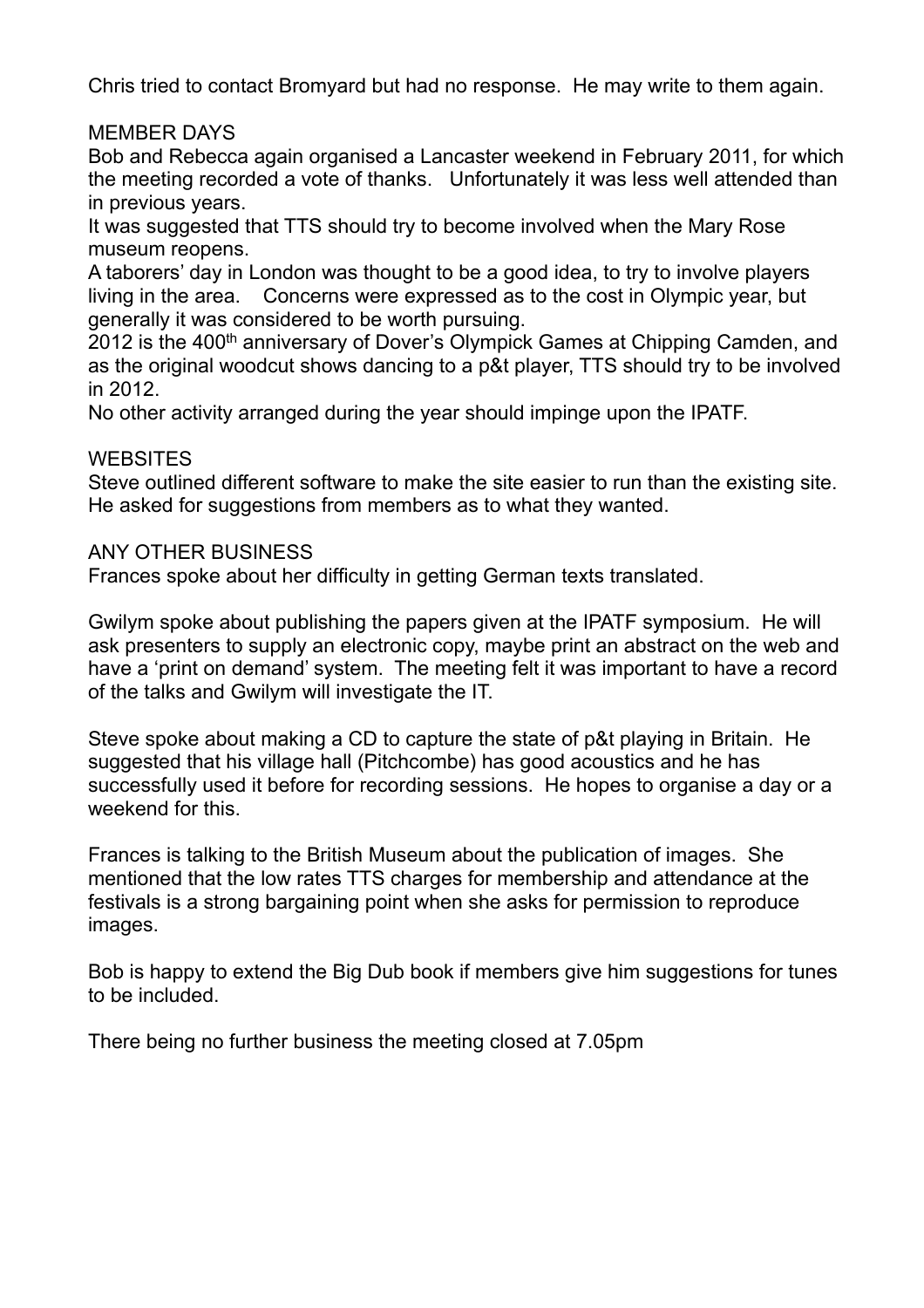Chris tried to contact Bromyard but had no response. He may write to them again.

## MEMBER DAYS

Bob and Rebecca again organised a Lancaster weekend in February 2011, for which the meeting recorded a vote of thanks. Unfortunately it was less well attended than in previous years.

It was suggested that TTS should try to become involved when the Mary Rose museum reopens.

A taborers' day in London was thought to be a good idea, to try to involve players living in the area. Concerns were expressed as to the cost in Olympic year, but generally it was considered to be worth pursuing.

2012 is the 400th anniversary of Dover's Olympick Games at Chipping Camden, and as the original woodcut shows dancing to a p&t player, TTS should try to be involved in 2012.

No other activity arranged during the year should impinge upon the IPATF.

## WEBSITES

Steve outlined different software to make the site easier to run than the existing site. He asked for suggestions from members as to what they wanted.

## ANY OTHER BUSINESS

Frances spoke about her difficulty in getting German texts translated.

Gwilym spoke about publishing the papers given at the IPATF symposium. He will ask presenters to supply an electronic copy, maybe print an abstract on the web and have a 'print on demand' system. The meeting felt it was important to have a record of the talks and Gwilym will investigate the IT.

Steve spoke about making a CD to capture the state of p&t playing in Britain. He suggested that his village hall (Pitchcombe) has good acoustics and he has successfully used it before for recording sessions. He hopes to organise a day or a weekend for this.

Frances is talking to the British Museum about the publication of images. She mentioned that the low rates TTS charges for membership and attendance at the festivals is a strong bargaining point when she asks for permission to reproduce images.

Bob is happy to extend the Big Dub book if members give him suggestions for tunes to be included.

There being no further business the meeting closed at 7.05pm